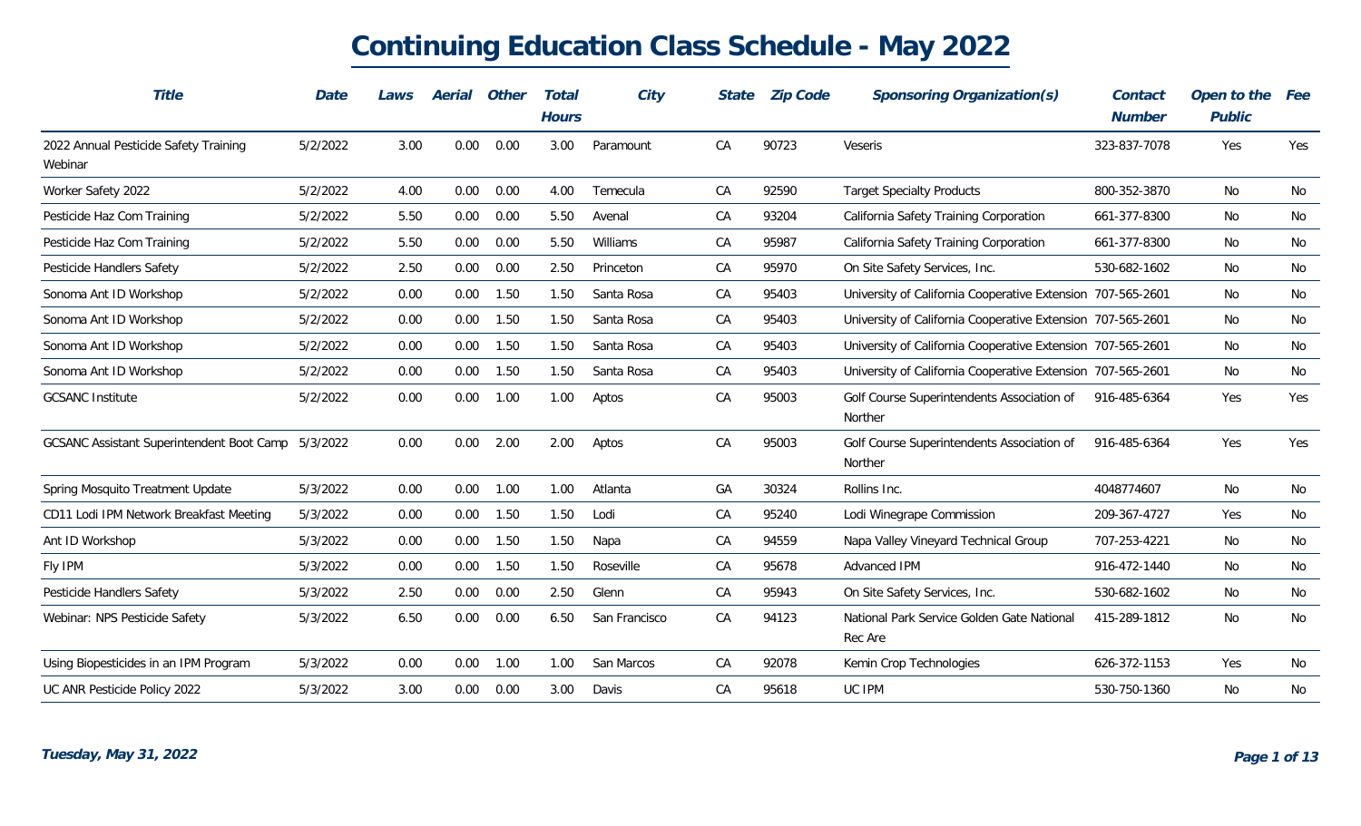# Continuing Education Class Schedule - May 2022

| Title | Date | Laws | Aerial | Other | Total Hours | City | State | Zip Code | Sponsoring Organization(s) | Contact Number | Open to the Public | Fee |
|---|---|---|---|---|---|---|---|---|---|---|---|---|
| 2022 Annual Pesticide Safety Training Webinar | 5/2/2022 | 3.00 | 0.00 | 0.00 | 3.00 | Paramount | CA | 90723 | Veseris | 323-837-7078 | Yes | Yes |
| Worker Safety 2022 | 5/2/2022 | 4.00 | 0.00 | 0.00 | 4.00 | Temecula | CA | 92590 | Target Specialty Products | 800-352-3870 | No | No |
| Pesticide Haz Com Training | 5/2/2022 | 5.50 | 0.00 | 0.00 | 5.50 | Avenal | CA | 93204 | California Safety Training Corporation | 661-377-8300 | No | No |
| Pesticide Haz Com Training | 5/2/2022 | 5.50 | 0.00 | 0.00 | 5.50 | Williams | CA | 95987 | California Safety Training Corporation | 661-377-8300 | No | No |
| Pesticide Handlers Safety | 5/2/2022 | 2.50 | 0.00 | 0.00 | 2.50 | Princeton | CA | 95970 | On Site Safety Services, Inc. | 530-682-1602 | No | No |
| Sonoma Ant ID Workshop | 5/2/2022 | 0.00 | 0.00 | 1.50 | 1.50 | Santa Rosa | CA | 95403 | University of California Cooperative Extension | 707-565-2601 | No | No |
| Sonoma Ant ID Workshop | 5/2/2022 | 0.00 | 0.00 | 1.50 | 1.50 | Santa Rosa | CA | 95403 | University of California Cooperative Extension | 707-565-2601 | No | No |
| Sonoma Ant ID Workshop | 5/2/2022 | 0.00 | 0.00 | 1.50 | 1.50 | Santa Rosa | CA | 95403 | University of California Cooperative Extension | 707-565-2601 | No | No |
| Sonoma Ant ID Workshop | 5/2/2022 | 0.00 | 0.00 | 1.50 | 1.50 | Santa Rosa | CA | 95403 | University of California Cooperative Extension | 707-565-2601 | No | No |
| GCSANC Institute | 5/2/2022 | 0.00 | 0.00 | 1.00 | 1.00 | Aptos | CA | 95003 | Golf Course Superintendents Association of Norther | 916-485-6364 | Yes | Yes |
| GCSANC Assistant Superintendent Boot Camp | 5/3/2022 | 0.00 | 0.00 | 2.00 | 2.00 | Aptos | CA | 95003 | Golf Course Superintendents Association of Norther | 916-485-6364 | Yes | Yes |
| Spring Mosquito Treatment Update | 5/3/2022 | 0.00 | 0.00 | 1.00 | 1.00 | Atlanta | GA | 30324 | Rollins Inc. | 4048774607 | No | No |
| CD11 Lodi IPM Network Breakfast Meeting | 5/3/2022 | 0.00 | 0.00 | 1.50 | 1.50 | Lodi | CA | 95240 | Lodi Winegrape Commission | 209-367-4727 | Yes | No |
| Ant ID Workshop | 5/3/2022 | 0.00 | 0.00 | 1.50 | 1.50 | Napa | CA | 94559 | Napa Valley Vineyard Technical Group | 707-253-4221 | No | No |
| Fly IPM | 5/3/2022 | 0.00 | 0.00 | 1.50 | 1.50 | Roseville | CA | 95678 | Advanced IPM | 916-472-1440 | No | No |
| Pesticide Handlers Safety | 5/3/2022 | 2.50 | 0.00 | 0.00 | 2.50 | Glenn | CA | 95943 | On Site Safety Services, Inc. | 530-682-1602 | No | No |
| Webinar: NPS Pesticide Safety | 5/3/2022 | 6.50 | 0.00 | 0.00 | 6.50 | San Francisco | CA | 94123 | National Park Service Golden Gate National Rec Are | 415-289-1812 | No | No |
| Using Biopesticides in an IPM Program | 5/3/2022 | 0.00 | 0.00 | 1.00 | 1.00 | San Marcos | CA | 92078 | Kemin Crop Technologies | 626-372-1153 | Yes | No |
| UC ANR Pesticide Policy 2022 | 5/3/2022 | 3.00 | 0.00 | 0.00 | 3.00 | Davis | CA | 95618 | UC IPM | 530-750-1360 | No | No |

***Tuesday, May 31, 2022***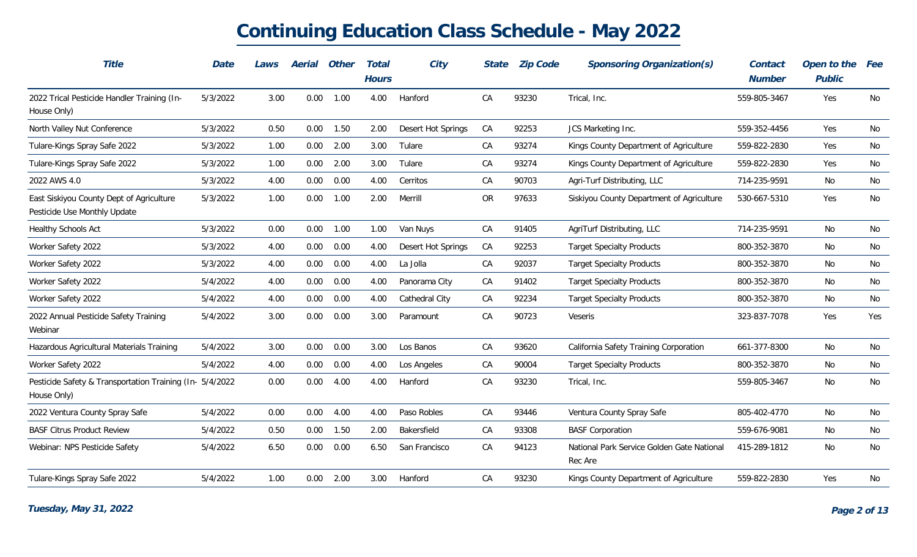# Continuing Education Class Schedule - May 2022

| Title | Date | Laws | Aerial | Other | Total Hours | City | State | Zip Code | Sponsoring Organization(s) | Contact Number | Open to the Public | Fee |
|---|---|---|---|---|---|---|---|---|---|---|---|---|
| 2022 Trical Pesticide Handler Training (In-House Only) | 5/3/2022 | 3.00 | 0.00 | 1.00 | 4.00 | Hanford | CA | 93230 | Trical, Inc. | 559-805-3467 | Yes | No |
| North Valley Nut Conference | 5/3/2022 | 0.50 | 0.00 | 1.50 | 2.00 | Desert Hot Springs | CA | 92253 | JCS Marketing Inc. | 559-352-4456 | Yes | No |
| Tulare-Kings Spray Safe 2022 | 5/3/2022 | 1.00 | 0.00 | 2.00 | 3.00 | Tulare | CA | 93274 | Kings County Department of Agriculture | 559-822-2830 | Yes | No |
| Tulare-Kings Spray Safe 2022 | 5/3/2022 | 1.00 | 0.00 | 2.00 | 3.00 | Tulare | CA | 93274 | Kings County Department of Agriculture | 559-822-2830 | Yes | No |
| 2022 AWS 4.0 | 5/3/2022 | 4.00 | 0.00 | 0.00 | 4.00 | Cerritos | CA | 90703 | Agri-Turf Distributing, LLC | 714-235-9591 | No | No |
| East Siskiyou County Dept of Agriculture Pesticide Use Monthly Update | 5/3/2022 | 1.00 | 0.00 | 1.00 | 2.00 | Merrill | OR | 97633 | Siskiyou County Department of Agriculture | 530-667-5310 | Yes | No |
| Healthy Schools Act | 5/3/2022 | 0.00 | 0.00 | 1.00 | 1.00 | Van Nuys | CA | 91405 | AgriTurf Distributing, LLC | 714-235-9591 | No | No |
| Worker Safety 2022 | 5/3/2022 | 4.00 | 0.00 | 0.00 | 4.00 | Desert Hot Springs | CA | 92253 | Target Specialty Products | 800-352-3870 | No | No |
| Worker Safety 2022 | 5/3/2022 | 4.00 | 0.00 | 0.00 | 4.00 | La Jolla | CA | 92037 | Target Specialty Products | 800-352-3870 | No | No |
| Worker Safety 2022 | 5/4/2022 | 4.00 | 0.00 | 0.00 | 4.00 | Panorama City | CA | 91402 | Target Specialty Products | 800-352-3870 | No | No |
| Worker Safety 2022 | 5/4/2022 | 4.00 | 0.00 | 0.00 | 4.00 | Cathedral City | CA | 92234 | Target Specialty Products | 800-352-3870 | No | No |
| 2022 Annual Pesticide Safety Training Webinar | 5/4/2022 | 3.00 | 0.00 | 0.00 | 3.00 | Paramount | CA | 90723 | Veseris | 323-837-7078 | Yes | Yes |
| Hazardous Agricultural Materials Training | 5/4/2022 | 3.00 | 0.00 | 0.00 | 3.00 | Los Banos | CA | 93620 | California Safety Training Corporation | 661-377-8300 | No | No |
| Worker Safety 2022 | 5/4/2022 | 4.00 | 0.00 | 0.00 | 4.00 | Los Angeles | CA | 90004 | Target Specialty Products | 800-352-3870 | No | No |
| Pesticide Safety & Transportation Training (In-House Only) | 5/4/2022 | 0.00 | 0.00 | 4.00 | 4.00 | Hanford | CA | 93230 | Trical, Inc. | 559-805-3467 | No | No |
| 2022 Ventura County Spray Safe | 5/4/2022 | 0.00 | 0.00 | 4.00 | 4.00 | Paso Robles | CA | 93446 | Ventura County Spray Safe | 805-402-4770 | No | No |
| BASF Citrus Product Review | 5/4/2022 | 0.50 | 0.00 | 1.50 | 2.00 | Bakersfield | CA | 93308 | BASF Corporation | 559-676-9081 | No | No |
| Webinar: NPS Pesticide Safety | 5/4/2022 | 6.50 | 0.00 | 0.00 | 6.50 | San Francisco | CA | 94123 | National Park Service Golden Gate National Rec Are | 415-289-1812 | No | No |
| Tulare-Kings Spray Safe 2022 | 5/4/2022 | 1.00 | 0.00 | 2.00 | 3.00 | Hanford | CA | 93230 | Kings County Department of Agriculture | 559-822-2830 | Yes | No |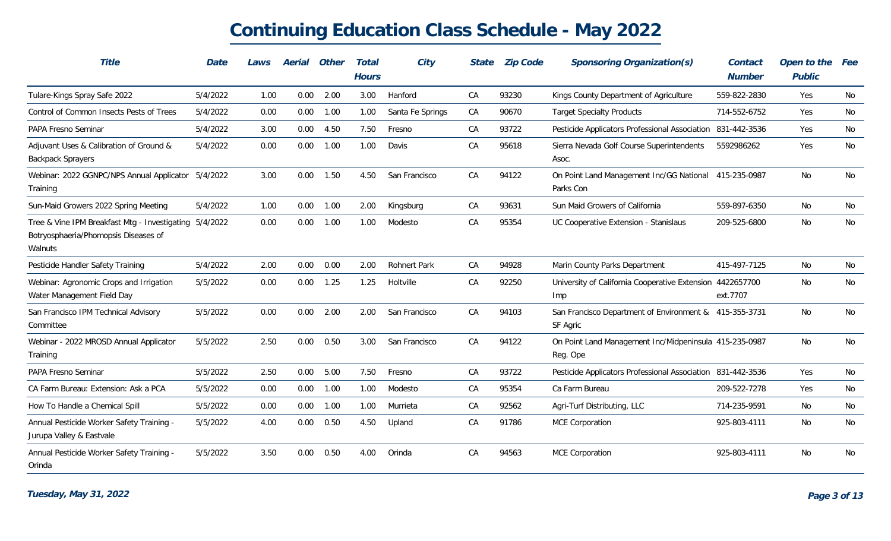# Continuing Education Class Schedule - May 2022

| Title | Date | Laws | Aerial | Other | Total Hours | City | State | Zip Code | Sponsoring Organization(s) | Contact Number | Open to the Public | Fee |
|---|---|---|---|---|---|---|---|---|---|---|---|---|
| Tulare-Kings Spray Safe 2022 | 5/4/2022 | 1.00 | 0.00 | 2.00 | 3.00 | Hanford | CA | 93230 | Kings County Department of Agriculture | 559-822-2830 | Yes | No |
| Control of Common Insects Pests of Trees | 5/4/2022 | 0.00 | 0.00 | 1.00 | 1.00 | Santa Fe Springs | CA | 90670 | Target Specialty Products | 714-552-6752 | Yes | No |
| PAPA Fresno Seminar | 5/4/2022 | 3.00 | 0.00 | 4.50 | 7.50 | Fresno | CA | 93722 | Pesticide Applicators Professional Association | 831-442-3536 | Yes | No |
| Adjuvant Uses & Calibration of Ground & Backpack Sprayers | 5/4/2022 | 0.00 | 0.00 | 1.00 | 1.00 | Davis | CA | 95618 | Sierra Nevada Golf Course Superintendents Asoc. | 5592986262 | Yes | No |
| Webinar: 2022 GGNPC/NPS Annual Applicator Training | 5/4/2022 | 3.00 | 0.00 | 1.50 | 4.50 | San Francisco | CA | 94122 | On Point Land Management Inc/GG National Parks Con | 415-235-0987 | No | No |
| Sun-Maid Growers 2022 Spring Meeting | 5/4/2022 | 1.00 | 0.00 | 1.00 | 2.00 | Kingsburg | CA | 93631 | Sun Maid Growers of California | 559-897-6350 | No | No |
| Tree & Vine IPM Breakfast Mtg - Investigating Botryosphaeria/Phomopsis Diseases of Walnuts | 5/4/2022 | 0.00 | 0.00 | 1.00 | 1.00 | Modesto | CA | 95354 | UC Cooperative Extension - Stanislaus | 209-525-6800 | No | No |
| Pesticide Handler Safety Training | 5/4/2022 | 2.00 | 0.00 | 0.00 | 2.00 | Rohnert Park | CA | 94928 | Marin County Parks Department | 415-497-7125 | No | No |
| Webinar: Agronomic Crops and Irrigation Water Management Field Day | 5/5/2022 | 0.00 | 0.00 | 1.25 | 1.25 | Holtville | CA | 92250 | University of California Cooperative Extension Imp | 4422657700 ext.7707 | No | No |
| San Francisco IPM Technical Advisory Committee | 5/5/2022 | 0.00 | 0.00 | 2.00 | 2.00 | San Francisco | CA | 94103 | San Francisco Department of Environment & SF Agric | 415-355-3731 | No | No |
| Webinar - 2022 MROSD Annual Applicator Training | 5/5/2022 | 2.50 | 0.00 | 0.50 | 3.00 | San Francisco | CA | 94122 | On Point Land Management Inc/Midpeninsula Reg. Ope | 415-235-0987 | No | No |
| PAPA Fresno Seminar | 5/5/2022 | 2.50 | 0.00 | 5.00 | 7.50 | Fresno | CA | 93722 | Pesticide Applicators Professional Association | 831-442-3536 | Yes | No |
| CA Farm Bureau: Extension: Ask a PCA | 5/5/2022 | 0.00 | 0.00 | 1.00 | 1.00 | Modesto | CA | 95354 | Ca Farm Bureau | 209-522-7278 | Yes | No |
| How To Handle a Chemical Spill | 5/5/2022 | 0.00 | 0.00 | 1.00 | 1.00 | Murrieta | CA | 92562 | Agri-Turf Distributing, LLC | 714-235-9591 | No | No |
| Annual Pesticide Worker Safety Training - Jurupa Valley & Eastvale | 5/5/2022 | 4.00 | 0.00 | 0.50 | 4.50 | Upland | CA | 91786 | MCE Corporation | 925-803-4111 | No | No |
| Annual Pesticide Worker Safety Training - Orinda | 5/5/2022 | 3.50 | 0.00 | 0.50 | 4.00 | Orinda | CA | 94563 | MCE Corporation | 925-803-4111 | No | No |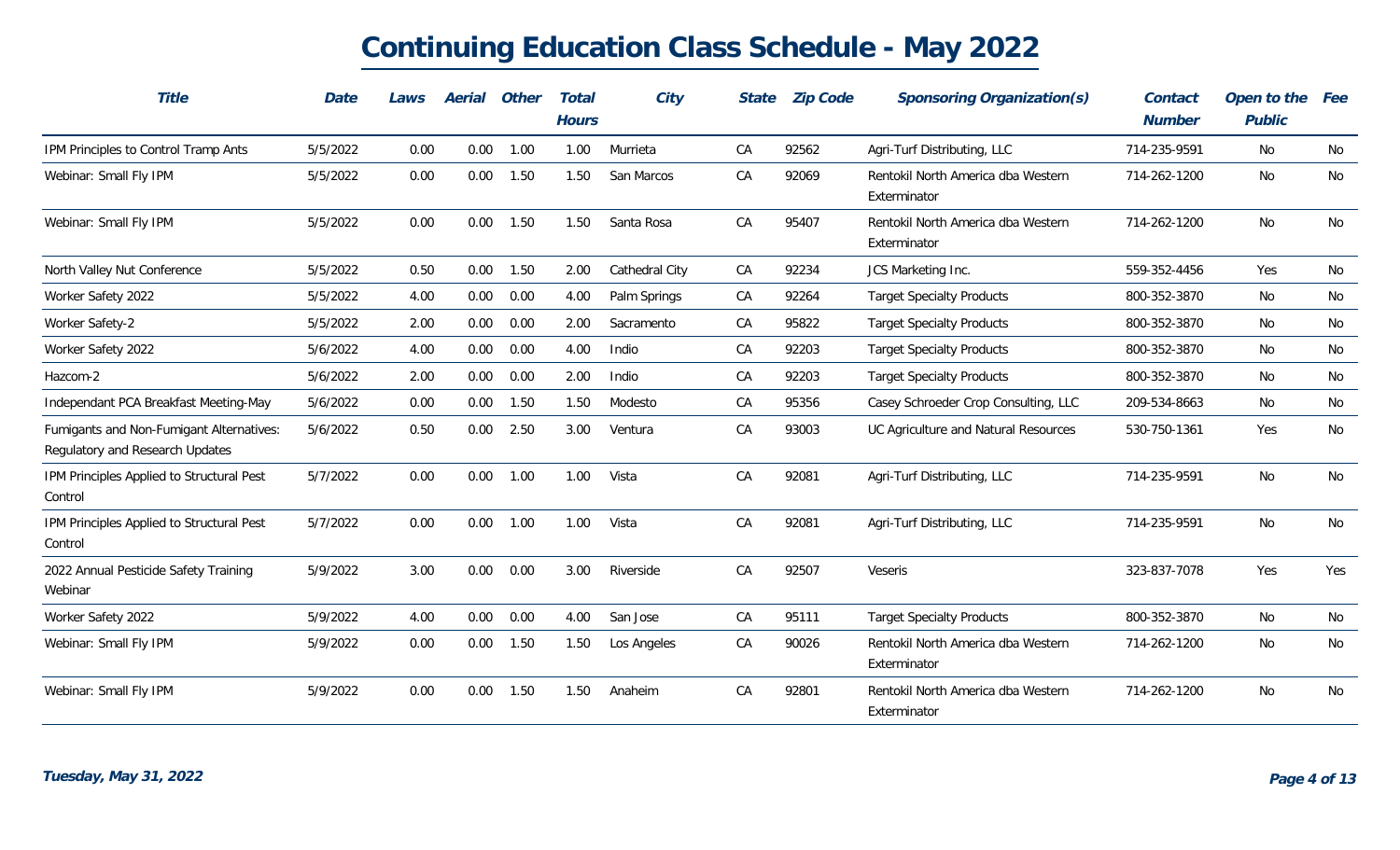# Continuing Education Class Schedule - May 2022

| Title | Date | Laws | Aerial | Other | Total Hours | City | State | Zip Code | Sponsoring Organization(s) | Contact Number | Open to the Public | Fee |
|---|---|---|---|---|---|---|---|---|---|---|---|---|
| IPM Principles to Control Tramp Ants | 5/5/2022 | 0.00 | 0.00 | 1.00 | 1.00 | Murrieta | CA | 92562 | Agri-Turf Distributing, LLC | 714-235-9591 | No | No |
| Webinar: Small Fly IPM | 5/5/2022 | 0.00 | 0.00 | 1.50 | 1.50 | San Marcos | CA | 92069 | Rentokil North America dba Western Exterminator | 714-262-1200 | No | No |
| Webinar: Small Fly IPM | 5/5/2022 | 0.00 | 0.00 | 1.50 | 1.50 | Santa Rosa | CA | 95407 | Rentokil North America dba Western Exterminator | 714-262-1200 | No | No |
| North Valley Nut Conference | 5/5/2022 | 0.50 | 0.00 | 1.50 | 2.00 | Cathedral City | CA | 92234 | JCS Marketing Inc. | 559-352-4456 | Yes | No |
| Worker Safety 2022 | 5/5/2022 | 4.00 | 0.00 | 0.00 | 4.00 | Palm Springs | CA | 92264 | Target Specialty Products | 800-352-3870 | No | No |
| Worker Safety-2 | 5/5/2022 | 2.00 | 0.00 | 0.00 | 2.00 | Sacramento | CA | 95822 | Target Specialty Products | 800-352-3870 | No | No |
| Worker Safety 2022 | 5/6/2022 | 4.00 | 0.00 | 0.00 | 4.00 | Indio | CA | 92203 | Target Specialty Products | 800-352-3870 | No | No |
| Hazcom-2 | 5/6/2022 | 2.00 | 0.00 | 0.00 | 2.00 | Indio | CA | 92203 | Target Specialty Products | 800-352-3870 | No | No |
| Independant PCA Breakfast Meeting-May | 5/6/2022 | 0.00 | 0.00 | 1.50 | 1.50 | Modesto | CA | 95356 | Casey Schroeder Crop Consulting, LLC | 209-534-8663 | No | No |
| Fumigants and Non-Fumigant Alternatives: Regulatory and Research Updates | 5/6/2022 | 0.50 | 0.00 | 2.50 | 3.00 | Ventura | CA | 93003 | UC Agriculture and Natural Resources | 530-750-1361 | Yes | No |
| IPM Principles Applied to Structural Pest Control | 5/7/2022 | 0.00 | 0.00 | 1.00 | 1.00 | Vista | CA | 92081 | Agri-Turf Distributing, LLC | 714-235-9591 | No | No |
| IPM Principles Applied to Structural Pest Control | 5/7/2022 | 0.00 | 0.00 | 1.00 | 1.00 | Vista | CA | 92081 | Agri-Turf Distributing, LLC | 714-235-9591 | No | No |
| 2022 Annual Pesticide Safety Training Webinar | 5/9/2022 | 3.00 | 0.00 | 0.00 | 3.00 | Riverside | CA | 92507 | Veseris | 323-837-7078 | Yes | Yes |
| Worker Safety 2022 | 5/9/2022 | 4.00 | 0.00 | 0.00 | 4.00 | San Jose | CA | 95111 | Target Specialty Products | 800-352-3870 | No | No |
| Webinar: Small Fly IPM | 5/9/2022 | 0.00 | 0.00 | 1.50 | 1.50 | Los Angeles | CA | 90026 | Rentokil North America dba Western Exterminator | 714-262-1200 | No | No |
| Webinar: Small Fly IPM | 5/9/2022 | 0.00 | 0.00 | 1.50 | 1.50 | Anaheim | CA | 92801 | Rentokil North America dba Western Exterminator | 714-262-1200 | No | No |

*Tuesday, May 31, 2022*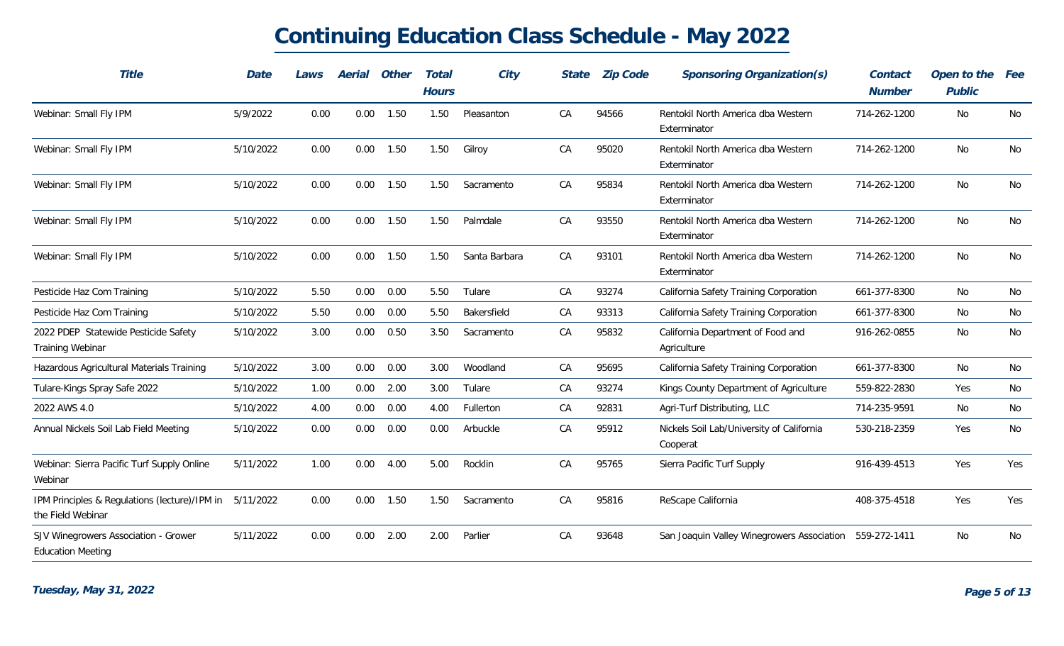# Continuing Education Class Schedule - May 2022

| Title | Date | Laws | Aerial | Other | Total Hours | City | State | Zip Code | Sponsoring Organization(s) | Contact Number | Open to the Public | Fee |
|---|---|---|---|---|---|---|---|---|---|---|---|---|
| Webinar: Small Fly IPM | 5/9/2022 | 0.00 | 0.00 | 1.50 | 1.50 | Pleasanton | CA | 94566 | Rentokil North America dba Western Exterminator | 714-262-1200 | No | No |
| Webinar: Small Fly IPM | 5/10/2022 | 0.00 | 0.00 | 1.50 | 1.50 | Gilroy | CA | 95020 | Rentokil North America dba Western Exterminator | 714-262-1200 | No | No |
| Webinar: Small Fly IPM | 5/10/2022 | 0.00 | 0.00 | 1.50 | 1.50 | Sacramento | CA | 95834 | Rentokil North America dba Western Exterminator | 714-262-1200 | No | No |
| Webinar: Small Fly IPM | 5/10/2022 | 0.00 | 0.00 | 1.50 | 1.50 | Palmdale | CA | 93550 | Rentokil North America dba Western Exterminator | 714-262-1200 | No | No |
| Webinar: Small Fly IPM | 5/10/2022 | 0.00 | 0.00 | 1.50 | 1.50 | Santa Barbara | CA | 93101 | Rentokil North America dba Western Exterminator | 714-262-1200 | No | No |
| Pesticide Haz Com Training | 5/10/2022 | 5.50 | 0.00 | 0.00 | 5.50 | Tulare | CA | 93274 | California Safety Training Corporation | 661-377-8300 | No | No |
| Pesticide Haz Com Training | 5/10/2022 | 5.50 | 0.00 | 0.00 | 5.50 | Bakersfield | CA | 93313 | California Safety Training Corporation | 661-377-8300 | No | No |
| 2022 PDEP Statewide Pesticide Safety Training Webinar | 5/10/2022 | 3.00 | 0.00 | 0.50 | 3.50 | Sacramento | CA | 95832 | California Department of Food and Agriculture | 916-262-0855 | No | No |
| Hazardous Agricultural Materials Training | 5/10/2022 | 3.00 | 0.00 | 0.00 | 3.00 | Woodland | CA | 95695 | California Safety Training Corporation | 661-377-8300 | No | No |
| Tulare-Kings Spray Safe 2022 | 5/10/2022 | 1.00 | 0.00 | 2.00 | 3.00 | Tulare | CA | 93274 | Kings County Department of Agriculture | 559-822-2830 | Yes | No |
| 2022 AWS 4.0 | 5/10/2022 | 4.00 | 0.00 | 0.00 | 4.00 | Fullerton | CA | 92831 | Agri-Turf Distributing, LLC | 714-235-9591 | No | No |
| Annual Nickels Soil Lab Field Meeting | 5/10/2022 | 0.00 | 0.00 | 0.00 | 0.00 | Arbuckle | CA | 95912 | Nickels Soil Lab/University of California Cooperat | 530-218-2359 | Yes | No |
| Webinar: Sierra Pacific Turf Supply Online Webinar | 5/11/2022 | 1.00 | 0.00 | 4.00 | 5.00 | Rocklin | CA | 95765 | Sierra Pacific Turf Supply | 916-439-4513 | Yes | Yes |
| IPM Principles & Regulations (lecture)/IPM in the Field Webinar | 5/11/2022 | 0.00 | 0.00 | 1.50 | 1.50 | Sacramento | CA | 95816 | ReScape California | 408-375-4518 | Yes | Yes |
| SJV Winegrowers Association - Grower Education Meeting | 5/11/2022 | 0.00 | 0.00 | 2.00 | 2.00 | Parlier | CA | 93648 | San Joaquin Valley Winegrowers Association | 559-272-1411 | No | No |

*Tuesday, May 31, 2022*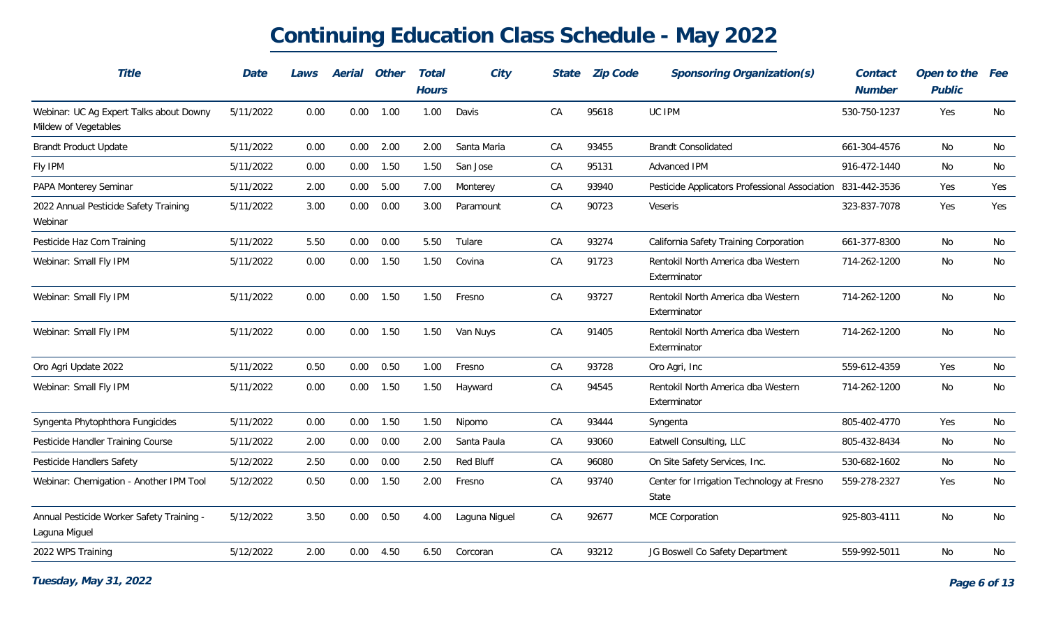# Continuing Education Class Schedule - May 2022

| Title | Date | Laws | Aerial | Other | Total Hours | City | State | Zip Code | Sponsoring Organization(s) | Contact Number | Open to the Public | Fee |
|---|---|---|---|---|---|---|---|---|---|---|---|---|
| Webinar: UC Ag Expert Talks about Downy Mildew of Vegetables | 5/11/2022 | 0.00 | 0.00 | 1.00 | 1.00 | Davis | CA | 95618 | UC IPM | 530-750-1237 | Yes | No |
| Brandt Product Update | 5/11/2022 | 0.00 | 0.00 | 2.00 | 2.00 | Santa Maria | CA | 93455 | Brandt Consolidated | 661-304-4576 | No | No |
| Fly IPM | 5/11/2022 | 0.00 | 0.00 | 1.50 | 1.50 | San Jose | CA | 95131 | Advanced IPM | 916-472-1440 | No | No |
| PAPA Monterey Seminar | 5/11/2022 | 2.00 | 0.00 | 5.00 | 7.00 | Monterey | CA | 93940 | Pesticide Applicators Professional Association | 831-442-3536 | Yes | Yes |
| 2022 Annual Pesticide Safety Training Webinar | 5/11/2022 | 3.00 | 0.00 | 0.00 | 3.00 | Paramount | CA | 90723 | Veseris | 323-837-7078 | Yes | Yes |
| Pesticide Haz Com Training | 5/11/2022 | 5.50 | 0.00 | 0.00 | 5.50 | Tulare | CA | 93274 | California Safety Training Corporation | 661-377-8300 | No | No |
| Webinar: Small Fly IPM | 5/11/2022 | 0.00 | 0.00 | 1.50 | 1.50 | Covina | CA | 91723 | Rentokil North America dba Western Exterminator | 714-262-1200 | No | No |
| Webinar: Small Fly IPM | 5/11/2022 | 0.00 | 0.00 | 1.50 | 1.50 | Fresno | CA | 93727 | Rentokil North America dba Western Exterminator | 714-262-1200 | No | No |
| Webinar: Small Fly IPM | 5/11/2022 | 0.00 | 0.00 | 1.50 | 1.50 | Van Nuys | CA | 91405 | Rentokil North America dba Western Exterminator | 714-262-1200 | No | No |
| Oro Agri Update 2022 | 5/11/2022 | 0.50 | 0.00 | 0.50 | 1.00 | Fresno | CA | 93728 | Oro Agri, Inc | 559-612-4359 | Yes | No |
| Webinar: Small Fly IPM | 5/11/2022 | 0.00 | 0.00 | 1.50 | 1.50 | Hayward | CA | 94545 | Rentokil North America dba Western Exterminator | 714-262-1200 | No | No |
| Syngenta Phytophthora Fungicides | 5/11/2022 | 0.00 | 0.00 | 1.50 | 1.50 | Nipomo | CA | 93444 | Syngenta | 805-402-4770 | Yes | No |
| Pesticide Handler Training Course | 5/11/2022 | 2.00 | 0.00 | 0.00 | 2.00 | Santa Paula | CA | 93060 | Eatwell Consulting, LLC | 805-432-8434 | No | No |
| Pesticide Handlers Safety | 5/12/2022 | 2.50 | 0.00 | 0.00 | 2.50 | Red Bluff | CA | 96080 | On Site Safety Services, Inc. | 530-682-1602 | No | No |
| Webinar: Chemigation - Another IPM Tool | 5/12/2022 | 0.50 | 0.00 | 1.50 | 2.00 | Fresno | CA | 93740 | Center for Irrigation Technology at Fresno State | 559-278-2327 | Yes | No |
| Annual Pesticide Worker Safety Training - Laguna Miguel | 5/12/2022 | 3.50 | 0.00 | 0.50 | 4.00 | Laguna Niguel | CA | 92677 | MCE Corporation | 925-803-4111 | No | No |
| 2022 WPS Training | 5/12/2022 | 2.00 | 0.00 | 4.50 | 6.50 | Corcoran | CA | 93212 | JG Boswell Co Safety Department | 559-992-5011 | No | No |

*Tuesday, May 31, 2022*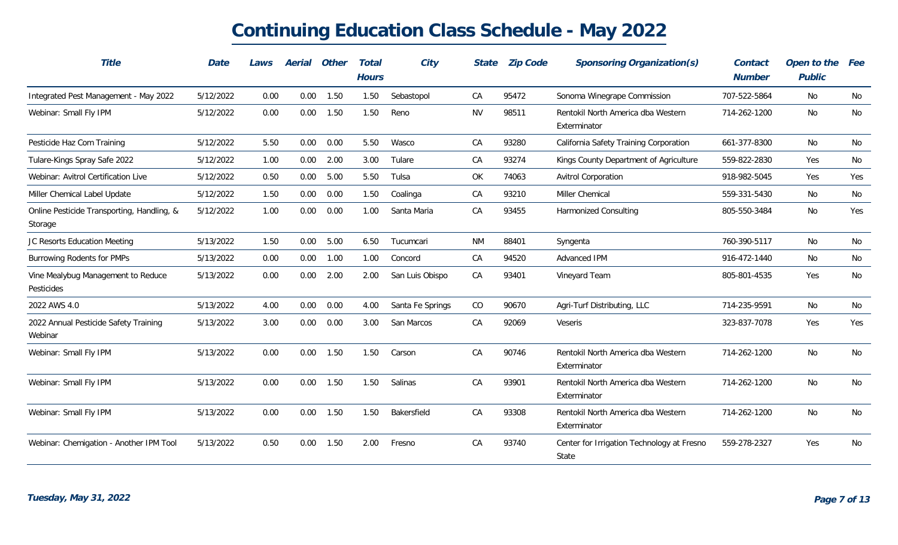# Continuing Education Class Schedule - May 2022

| Title | Date | Laws | Aerial | Other | Total Hours | City | State | Zip Code | Sponsoring Organization(s) | Contact Number | Open to the Public | Fee |
|---|---|---|---|---|---|---|---|---|---|---|---|---|
| Integrated Pest Management - May 2022 | 5/12/2022 | 0.00 | 0.00 | 1.50 | 1.50 | Sebastopol | CA | 95472 | Sonoma Winegrape Commission | 707-522-5864 | No | No |
| Webinar: Small Fly IPM | 5/12/2022 | 0.00 | 0.00 | 1.50 | 1.50 | Reno | NV | 98511 | Rentokil North America dba Western Exterminator | 714-262-1200 | No | No |
| Pesticide Haz Com Training | 5/12/2022 | 5.50 | 0.00 | 0.00 | 5.50 | Wasco | CA | 93280 | California Safety Training Corporation | 661-377-8300 | No | No |
| Tulare-Kings Spray Safe 2022 | 5/12/2022 | 1.00 | 0.00 | 2.00 | 3.00 | Tulare | CA | 93274 | Kings County Department of Agriculture | 559-822-2830 | Yes | No |
| Webinar: Avitrol Certification Live | 5/12/2022 | 0.50 | 0.00 | 5.00 | 5.50 | Tulsa | OK | 74063 | Avitrol Corporation | 918-982-5045 | Yes | Yes |
| Miller Chemical Label Update | 5/12/2022 | 1.50 | 0.00 | 0.00 | 1.50 | Coalinga | CA | 93210 | Miller Chemical | 559-331-5430 | No | No |
| Online Pesticide Transporting, Handling, & Storage | 5/12/2022 | 1.00 | 0.00 | 0.00 | 1.00 | Santa Maria | CA | 93455 | Harmonized Consulting | 805-550-3484 | No | Yes |
| JC Resorts Education Meeting | 5/13/2022 | 1.50 | 0.00 | 5.00 | 6.50 | Tucumcari | NM | 88401 | Syngenta | 760-390-5117 | No | No |
| Burrowing Rodents for PMPs | 5/13/2022 | 0.00 | 0.00 | 1.00 | 1.00 | Concord | CA | 94520 | Advanced IPM | 916-472-1440 | No | No |
| Vine Mealybug Management to Reduce Pesticides | 5/13/2022 | 0.00 | 0.00 | 2.00 | 2.00 | San Luis Obispo | CA | 93401 | Vineyard Team | 805-801-4535 | Yes | No |
| 2022 AWS 4.0 | 5/13/2022 | 4.00 | 0.00 | 0.00 | 4.00 | Santa Fe Springs | CO | 90670 | Agri-Turf Distributing, LLC | 714-235-9591 | No | No |
| 2022 Annual Pesticide Safety Training Webinar | 5/13/2022 | 3.00 | 0.00 | 0.00 | 3.00 | San Marcos | CA | 92069 | Veseris | 323-837-7078 | Yes | Yes |
| Webinar: Small Fly IPM | 5/13/2022 | 0.00 | 0.00 | 1.50 | 1.50 | Carson | CA | 90746 | Rentokil North America dba Western Exterminator | 714-262-1200 | No | No |
| Webinar: Small Fly IPM | 5/13/2022 | 0.00 | 0.00 | 1.50 | 1.50 | Salinas | CA | 93901 | Rentokil North America dba Western Exterminator | 714-262-1200 | No | No |
| Webinar: Small Fly IPM | 5/13/2022 | 0.00 | 0.00 | 1.50 | 1.50 | Bakersfield | CA | 93308 | Rentokil North America dba Western Exterminator | 714-262-1200 | No | No |
| Webinar: Chemigation - Another IPM Tool | 5/13/2022 | 0.50 | 0.00 | 1.50 | 2.00 | Fresno | CA | 93740 | Center for Irrigation Technology at Fresno State | 559-278-2327 | Yes | No |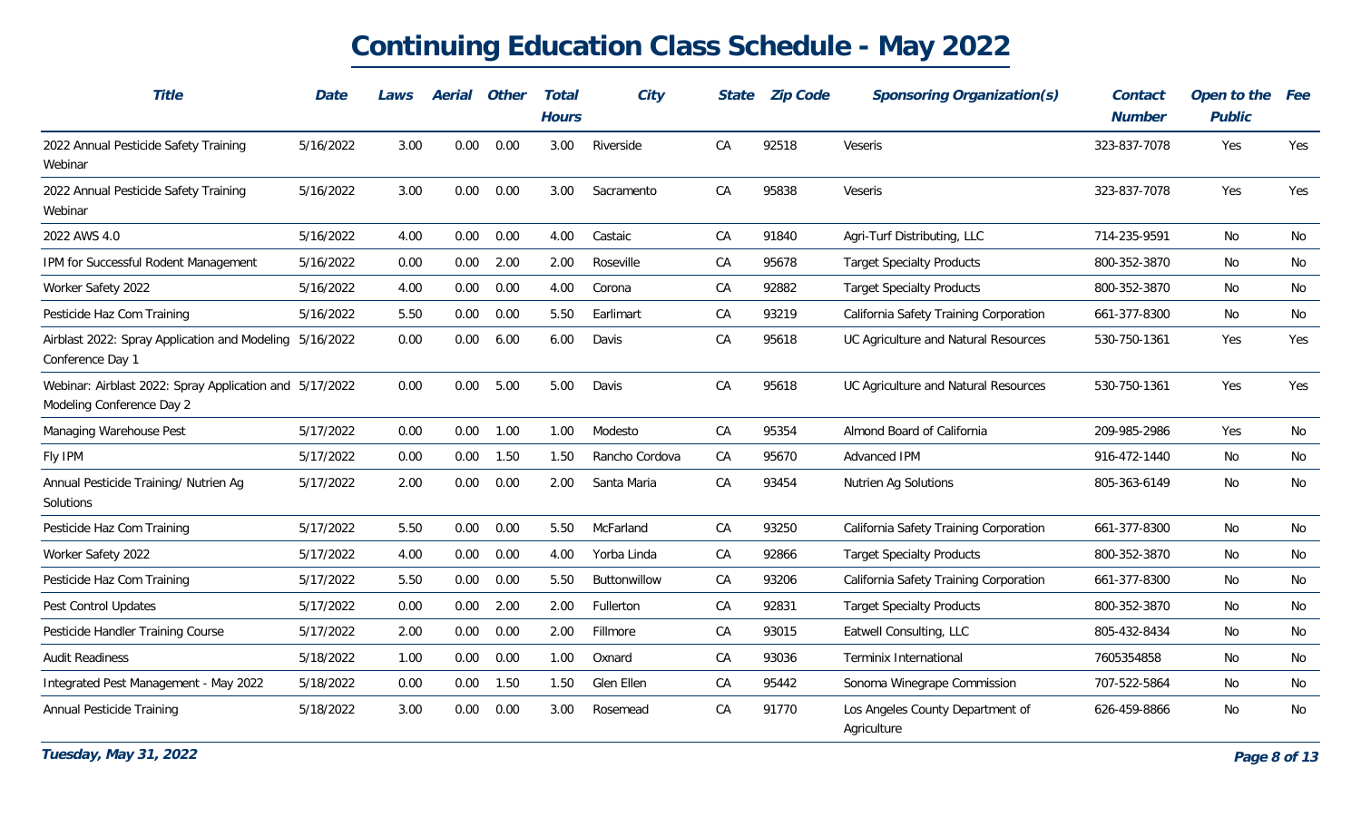# Continuing Education Class Schedule - May 2022

| Title | Date | Laws | Aerial | Other | Total Hours | City | State | Zip Code | Sponsoring Organization(s) | Contact Number | Open to the Public | Fee |
|---|---|---|---|---|---|---|---|---|---|---|---|---|
| 2022 Annual Pesticide Safety Training Webinar | 5/16/2022 | 3.00 | 0.00 | 0.00 | 3.00 | Riverside | CA | 92518 | Veseris | 323-837-7078 | Yes | Yes |
| 2022 Annual Pesticide Safety Training Webinar | 5/16/2022 | 3.00 | 0.00 | 0.00 | 3.00 | Sacramento | CA | 95838 | Veseris | 323-837-7078 | Yes | Yes |
| 2022 AWS 4.0 | 5/16/2022 | 4.00 | 0.00 | 0.00 | 4.00 | Castaic | CA | 91840 | Agri-Turf Distributing, LLC | 714-235-9591 | No | No |
| IPM for Successful Rodent Management | 5/16/2022 | 0.00 | 0.00 | 2.00 | 2.00 | Roseville | CA | 95678 | Target Specialty Products | 800-352-3870 | No | No |
| Worker Safety 2022 | 5/16/2022 | 4.00 | 0.00 | 0.00 | 4.00 | Corona | CA | 92882 | Target Specialty Products | 800-352-3870 | No | No |
| Pesticide Haz Com Training | 5/16/2022 | 5.50 | 0.00 | 0.00 | 5.50 | Earlimart | CA | 93219 | California Safety Training Corporation | 661-377-8300 | No | No |
| Airblast 2022: Spray Application and Modeling Conference Day 1 | 5/16/2022 | 0.00 | 0.00 | 6.00 | 6.00 | Davis | CA | 95618 | UC Agriculture and Natural Resources | 530-750-1361 | Yes | Yes |
| Webinar: Airblast 2022: Spray Application and Modeling Conference Day 2 | 5/17/2022 | 0.00 | 0.00 | 5.00 | 5.00 | Davis | CA | 95618 | UC Agriculture and Natural Resources | 530-750-1361 | Yes | Yes |
| Managing Warehouse Pest | 5/17/2022 | 0.00 | 0.00 | 1.00 | 1.00 | Modesto | CA | 95354 | Almond Board of California | 209-985-2986 | Yes | No |
| Fly IPM | 5/17/2022 | 0.00 | 0.00 | 1.50 | 1.50 | Rancho Cordova | CA | 95670 | Advanced IPM | 916-472-1440 | No | No |
| Annual Pesticide Training/ Nutrien Ag Solutions | 5/17/2022 | 2.00 | 0.00 | 0.00 | 2.00 | Santa Maria | CA | 93454 | Nutrien Ag Solutions | 805-363-6149 | No | No |
| Pesticide Haz Com Training | 5/17/2022 | 5.50 | 0.00 | 0.00 | 5.50 | McFarland | CA | 93250 | California Safety Training Corporation | 661-377-8300 | No | No |
| Worker Safety 2022 | 5/17/2022 | 4.00 | 0.00 | 0.00 | 4.00 | Yorba Linda | CA | 92866 | Target Specialty Products | 800-352-3870 | No | No |
| Pesticide Haz Com Training | 5/17/2022 | 5.50 | 0.00 | 0.00 | 5.50 | Buttonwillow | CA | 93206 | California Safety Training Corporation | 661-377-8300 | No | No |
| Pest Control Updates | 5/17/2022 | 0.00 | 0.00 | 2.00 | 2.00 | Fullerton | CA | 92831 | Target Specialty Products | 800-352-3870 | No | No |
| Pesticide Handler Training Course | 5/17/2022 | 2.00 | 0.00 | 0.00 | 2.00 | Fillmore | CA | 93015 | Eatwell Consulting, LLC | 805-432-8434 | No | No |
| Audit Readiness | 5/18/2022 | 1.00 | 0.00 | 0.00 | 1.00 | Oxnard | CA | 93036 | Terminix International | 7605354858 | No | No |
| Integrated Pest Management - May 2022 | 5/18/2022 | 0.00 | 0.00 | 1.50 | 1.50 | Glen Ellen | CA | 95442 | Sonoma Winegrape Commission | 707-522-5864 | No | No |
| Annual Pesticide Training | 5/18/2022 | 3.00 | 0.00 | 0.00 | 3.00 | Rosemead | CA | 91770 | Los Angeles County Department of Agriculture | 626-459-8866 | No | No |

*Tuesday, May 31, 2022*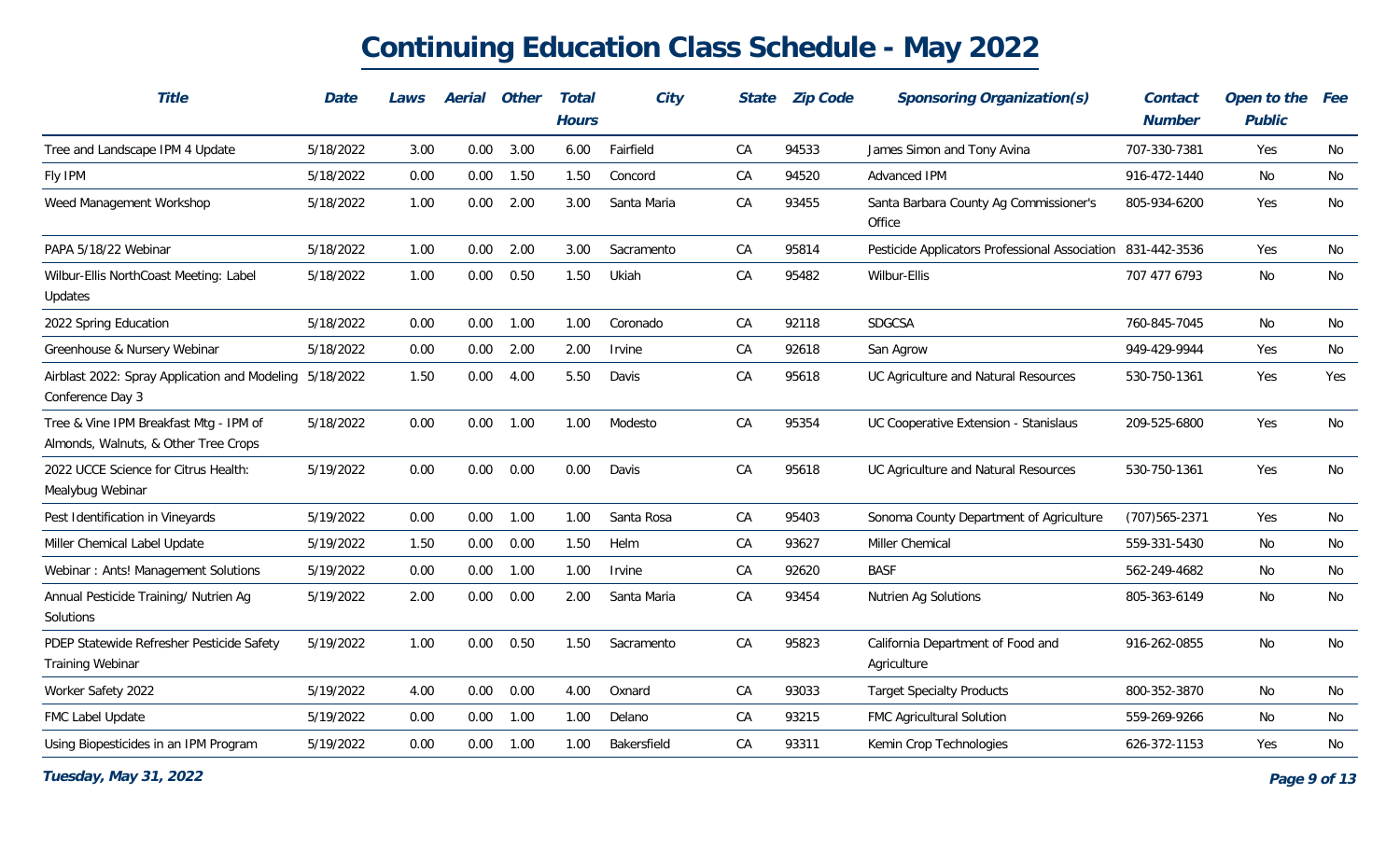# Continuing Education Class Schedule - May 2022

| Title | Date | Laws | Aerial | Other | Total Hours | City | State | Zip Code | Sponsoring Organization(s) | Contact Number | Open to the Public | Fee |
|---|---|---|---|---|---|---|---|---|---|---|---|---|
| Tree and Landscape IPM 4 Update | 5/18/2022 | 3.00 | 0.00 | 3.00 | 6.00 | Fairfield | CA | 94533 | James Simon and Tony Avina | 707-330-7381 | Yes | No |
| Fly IPM | 5/18/2022 | 0.00 | 0.00 | 1.50 | 1.50 | Concord | CA | 94520 | Advanced IPM | 916-472-1440 | No | No |
| Weed Management Workshop | 5/18/2022 | 1.00 | 0.00 | 2.00 | 3.00 | Santa Maria | CA | 93455 | Santa Barbara County Ag Commissioner's Office | 805-934-6200 | Yes | No |
| PAPA 5/18/22 Webinar | 5/18/2022 | 1.00 | 0.00 | 2.00 | 3.00 | Sacramento | CA | 95814 | Pesticide Applicators Professional Association | 831-442-3536 | Yes | No |
| Wilbur-Ellis NorthCoast Meeting: Label Updates | 5/18/2022 | 1.00 | 0.00 | 0.50 | 1.50 | Ukiah | CA | 95482 | Wilbur-Ellis | 707 477 6793 | No | No |
| 2022 Spring Education | 5/18/2022 | 0.00 | 0.00 | 1.00 | 1.00 | Coronado | CA | 92118 | SDGCSA | 760-845-7045 | No | No |
| Greenhouse & Nursery Webinar | 5/18/2022 | 0.00 | 0.00 | 2.00 | 2.00 | Irvine | CA | 92618 | San Agrow | 949-429-9944 | Yes | No |
| Airblast 2022: Spray Application and Modeling Conference Day 3 | 5/18/2022 | 1.50 | 0.00 | 4.00 | 5.50 | Davis | CA | 95618 | UC Agriculture and Natural Resources | 530-750-1361 | Yes | Yes |
| Tree & Vine IPM Breakfast Mtg - IPM of Almonds, Walnuts, & Other Tree Crops | 5/18/2022 | 0.00 | 0.00 | 1.00 | 1.00 | Modesto | CA | 95354 | UC Cooperative Extension - Stanislaus | 209-525-6800 | Yes | No |
| 2022 UCCE Science for Citrus Health: Mealybug Webinar | 5/19/2022 | 0.00 | 0.00 | 0.00 | 0.00 | Davis | CA | 95618 | UC Agriculture and Natural Resources | 530-750-1361 | Yes | No |
| Pest Identification in Vineyards | 5/19/2022 | 0.00 | 0.00 | 1.00 | 1.00 | Santa Rosa | CA | 95403 | Sonoma County Department of Agriculture | (707)565-2371 | Yes | No |
| Miller Chemical Label Update | 5/19/2022 | 1.50 | 0.00 | 0.00 | 1.50 | Helm | CA | 93627 | Miller Chemical | 559-331-5430 | No | No |
| Webinar : Ants! Management Solutions | 5/19/2022 | 0.00 | 0.00 | 1.00 | 1.00 | Irvine | CA | 92620 | BASF | 562-249-4682 | No | No |
| Annual Pesticide Training/ Nutrien Ag Solutions | 5/19/2022 | 2.00 | 0.00 | 0.00 | 2.00 | Santa Maria | CA | 93454 | Nutrien Ag Solutions | 805-363-6149 | No | No |
| PDEP Statewide Refresher Pesticide Safety Training Webinar | 5/19/2022 | 1.00 | 0.00 | 0.50 | 1.50 | Sacramento | CA | 95823 | California Department of Food and Agriculture | 916-262-0855 | No | No |
| Worker Safety 2022 | 5/19/2022 | 4.00 | 0.00 | 0.00 | 4.00 | Oxnard | CA | 93033 | Target Specialty Products | 800-352-3870 | No | No |
| FMC Label Update | 5/19/2022 | 0.00 | 0.00 | 1.00 | 1.00 | Delano | CA | 93215 | FMC Agricultural Solution | 559-269-9266 | No | No |
| Using Biopesticides in an IPM Program | 5/19/2022 | 0.00 | 0.00 | 1.00 | 1.00 | Bakersfield | CA | 93311 | Kemin Crop Technologies | 626-372-1153 | Yes | No |

*Tuesday, May 31, 2022*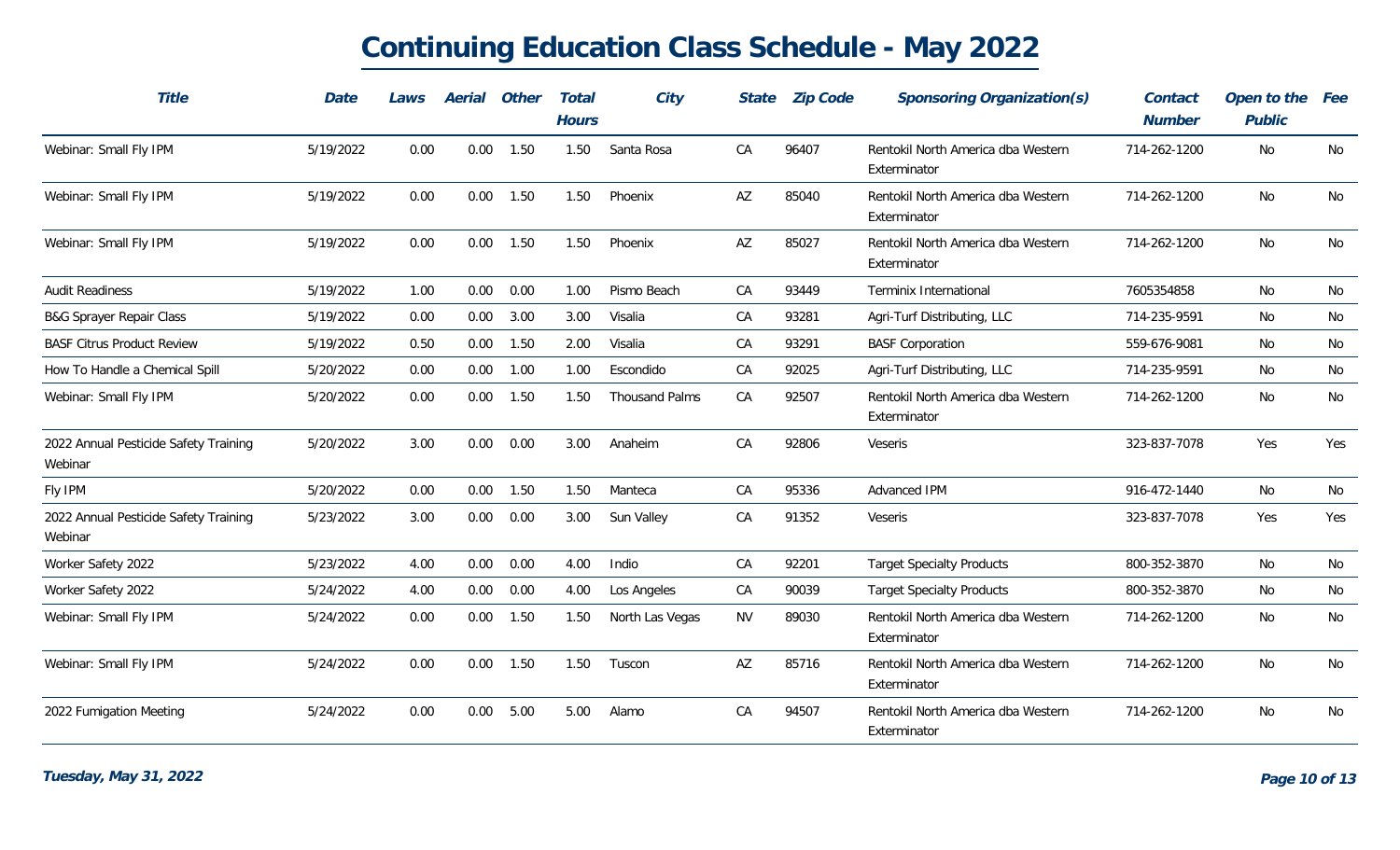# Continuing Education Class Schedule - May 2022

| Title | Date | Laws | Aerial | Other | Total Hours | City | State | Zip Code | Sponsoring Organization(s) | Contact Number | Open to the Public | Fee |
|---|---|---|---|---|---|---|---|---|---|---|---|---|
| Webinar: Small Fly IPM | 5/19/2022 | 0.00 | 0.00 | 1.50 | 1.50 | Santa Rosa | CA | 96407 | Rentokil North America dba Western Exterminator | 714-262-1200 | No | No |
| Webinar: Small Fly IPM | 5/19/2022 | 0.00 | 0.00 | 1.50 | 1.50 | Phoenix | AZ | 85040 | Rentokil North America dba Western Exterminator | 714-262-1200 | No | No |
| Webinar: Small Fly IPM | 5/19/2022 | 0.00 | 0.00 | 1.50 | 1.50 | Phoenix | AZ | 85027 | Rentokil North America dba Western Exterminator | 714-262-1200 | No | No |
| Audit Readiness | 5/19/2022 | 1.00 | 0.00 | 0.00 | 1.00 | Pismo Beach | CA | 93449 | Terminix International | 7605354858 | No | No |
| B&G Sprayer Repair Class | 5/19/2022 | 0.00 | 0.00 | 3.00 | 3.00 | Visalia | CA | 93281 | Agri-Turf Distributing, LLC | 714-235-9591 | No | No |
| BASF Citrus Product Review | 5/19/2022 | 0.50 | 0.00 | 1.50 | 2.00 | Visalia | CA | 93291 | BASF Corporation | 559-676-9081 | No | No |
| How To Handle a Chemical Spill | 5/20/2022 | 0.00 | 0.00 | 1.00 | 1.00 | Escondido | CA | 92025 | Agri-Turf Distributing, LLC | 714-235-9591 | No | No |
| Webinar: Small Fly IPM | 5/20/2022 | 0.00 | 0.00 | 1.50 | 1.50 | Thousand Palms | CA | 92507 | Rentokil North America dba Western Exterminator | 714-262-1200 | No | No |
| 2022 Annual Pesticide Safety Training Webinar | 5/20/2022 | 3.00 | 0.00 | 0.00 | 3.00 | Anaheim | CA | 92806 | Veseris | 323-837-7078 | Yes | Yes |
| Fly IPM | 5/20/2022 | 0.00 | 0.00 | 1.50 | 1.50 | Manteca | CA | 95336 | Advanced IPM | 916-472-1440 | No | No |
| 2022 Annual Pesticide Safety Training Webinar | 5/23/2022 | 3.00 | 0.00 | 0.00 | 3.00 | Sun Valley | CA | 91352 | Veseris | 323-837-7078 | Yes | Yes |
| Worker Safety 2022 | 5/23/2022 | 4.00 | 0.00 | 0.00 | 4.00 | Indio | CA | 92201 | Target Specialty Products | 800-352-3870 | No | No |
| Worker Safety 2022 | 5/24/2022 | 4.00 | 0.00 | 0.00 | 4.00 | Los Angeles | CA | 90039 | Target Specialty Products | 800-352-3870 | No | No |
| Webinar: Small Fly IPM | 5/24/2022 | 0.00 | 0.00 | 1.50 | 1.50 | North Las Vegas | NV | 89030 | Rentokil North America dba Western Exterminator | 714-262-1200 | No | No |
| Webinar: Small Fly IPM | 5/24/2022 | 0.00 | 0.00 | 1.50 | 1.50 | Tuscon | AZ | 85716 | Rentokil North America dba Western Exterminator | 714-262-1200 | No | No |
| 2022 Fumigation Meeting | 5/24/2022 | 0.00 | 0.00 | 5.00 | 5.00 | Alamo | CA | 94507 | Rentokil North America dba Western Exterminator | 714-262-1200 | No | No |

*Tuesday, May 31, 2022*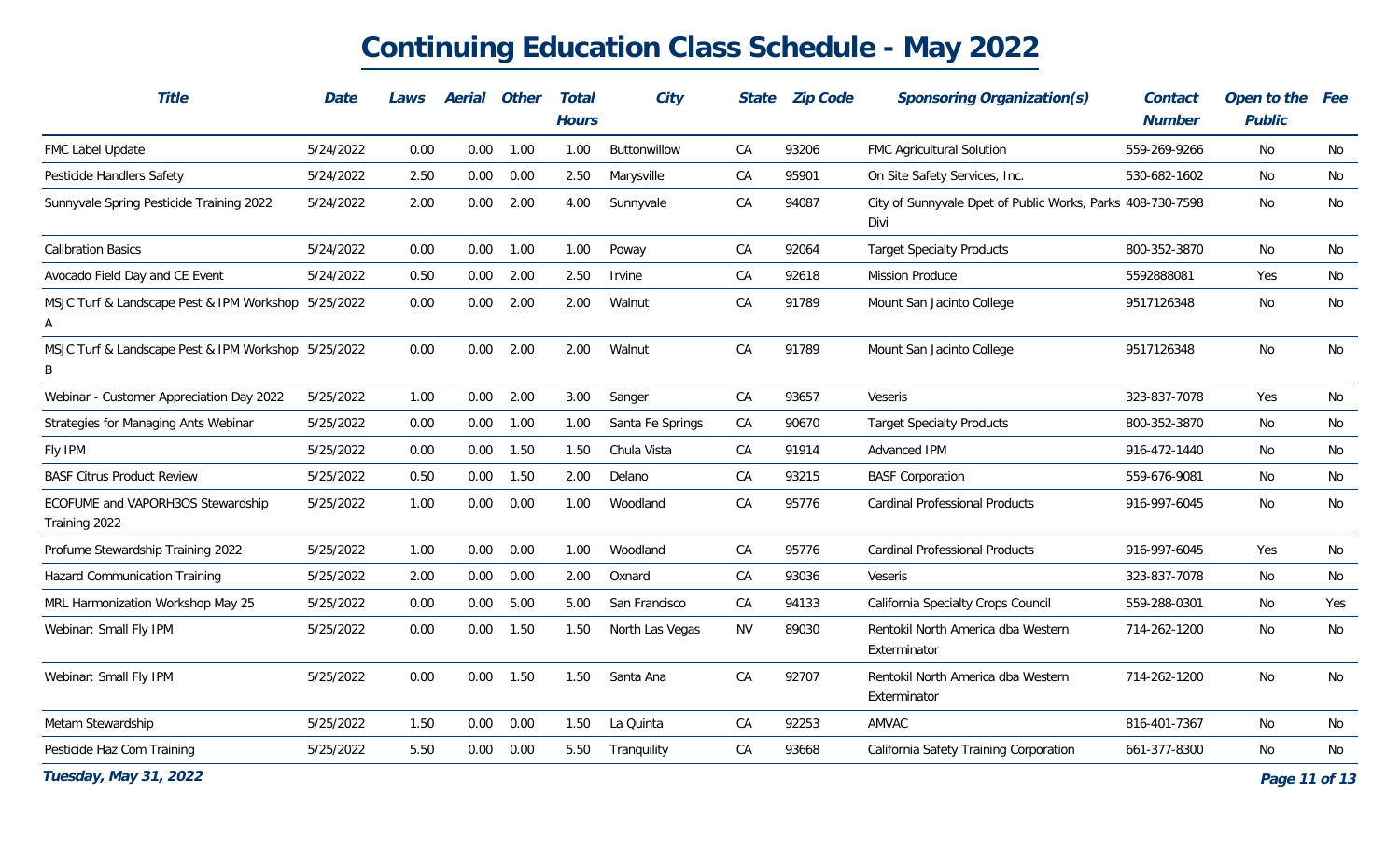# Continuing Education Class Schedule - May 2022

| Title | Date | Laws | Aerial | Other | Total Hours | City | State | Zip Code | Sponsoring Organization(s) | Contact Number | Open to the Public | Fee |
|---|---|---|---|---|---|---|---|---|---|---|---|---|
| FMC Label Update | 5/24/2022 | 0.00 | 0.00 | 1.00 | 1.00 | Buttonwillow | CA | 93206 | FMC Agricultural Solution | 559-269-9266 | No | No |
| Pesticide Handlers Safety | 5/24/2022 | 2.50 | 0.00 | 0.00 | 2.50 | Marysville | CA | 95901 | On Site Safety Services, Inc. | 530-682-1602 | No | No |
| Sunnyvale Spring Pesticide Training 2022 | 5/24/2022 | 2.00 | 0.00 | 2.00 | 4.00 | Sunnyvale | CA | 94087 | City of Sunnyvale Dpet of Public Works, Parks Divi | 408-730-7598 | No | No |
| Calibration Basics | 5/24/2022 | 0.00 | 0.00 | 1.00 | 1.00 | Poway | CA | 92064 | Target Specialty Products | 800-352-3870 | No | No |
| Avocado Field Day and CE Event | 5/24/2022 | 0.50 | 0.00 | 2.00 | 2.50 | Irvine | CA | 92618 | Mission Produce | 5592888081 | Yes | No |
| MSJC Turf & Landscape Pest & IPM Workshop A | 5/25/2022 | 0.00 | 0.00 | 2.00 | 2.00 | Walnut | CA | 91789 | Mount San Jacinto College | 9517126348 | No | No |
| MSJC Turf & Landscape Pest & IPM Workshop B | 5/25/2022 | 0.00 | 0.00 | 2.00 | 2.00 | Walnut | CA | 91789 | Mount San Jacinto College | 9517126348 | No | No |
| Webinar - Customer Appreciation Day 2022 | 5/25/2022 | 1.00 | 0.00 | 2.00 | 3.00 | Sanger | CA | 93657 | Veseris | 323-837-7078 | Yes | No |
| Strategies for Managing Ants Webinar | 5/25/2022 | 0.00 | 0.00 | 1.00 | 1.00 | Santa Fe Springs | CA | 90670 | Target Specialty Products | 800-352-3870 | No | No |
| Fly IPM | 5/25/2022 | 0.00 | 0.00 | 1.50 | 1.50 | Chula Vista | CA | 91914 | Advanced IPM | 916-472-1440 | No | No |
| BASF Citrus Product Review | 5/25/2022 | 0.50 | 0.00 | 1.50 | 2.00 | Delano | CA | 93215 | BASF Corporation | 559-676-9081 | No | No |
| ECOFUME and VAPORH3OS Stewardship Training 2022 | 5/25/2022 | 1.00 | 0.00 | 0.00 | 1.00 | Woodland | CA | 95776 | Cardinal Professional Products | 916-997-6045 | No | No |
| Profume Stewardship Training 2022 | 5/25/2022 | 1.00 | 0.00 | 0.00 | 1.00 | Woodland | CA | 95776 | Cardinal Professional Products | 916-997-6045 | Yes | No |
| Hazard Communication Training | 5/25/2022 | 2.00 | 0.00 | 0.00 | 2.00 | Oxnard | CA | 93036 | Veseris | 323-837-7078 | No | No |
| MRL Harmonization Workshop May 25 | 5/25/2022 | 0.00 | 0.00 | 5.00 | 5.00 | San Francisco | CA | 94133 | California Specialty Crops Council | 559-288-0301 | No | Yes |
| Webinar: Small Fly IPM | 5/25/2022 | 0.00 | 0.00 | 1.50 | 1.50 | North Las Vegas | NV | 89030 | Rentokil North America dba Western Exterminator | 714-262-1200 | No | No |
| Webinar: Small Fly IPM | 5/25/2022 | 0.00 | 0.00 | 1.50 | 1.50 | Santa Ana | CA | 92707 | Rentokil North America dba Western Exterminator | 714-262-1200 | No | No |
| Metam Stewardship | 5/25/2022 | 1.50 | 0.00 | 0.00 | 1.50 | La Quinta | CA | 92253 | AMVAC | 816-401-7367 | No | No |
| Pesticide Haz Com Training | 5/25/2022 | 5.50 | 0.00 | 0.00 | 5.50 | Tranquility | CA | 93668 | California Safety Training Corporation | 661-377-8300 | No | No |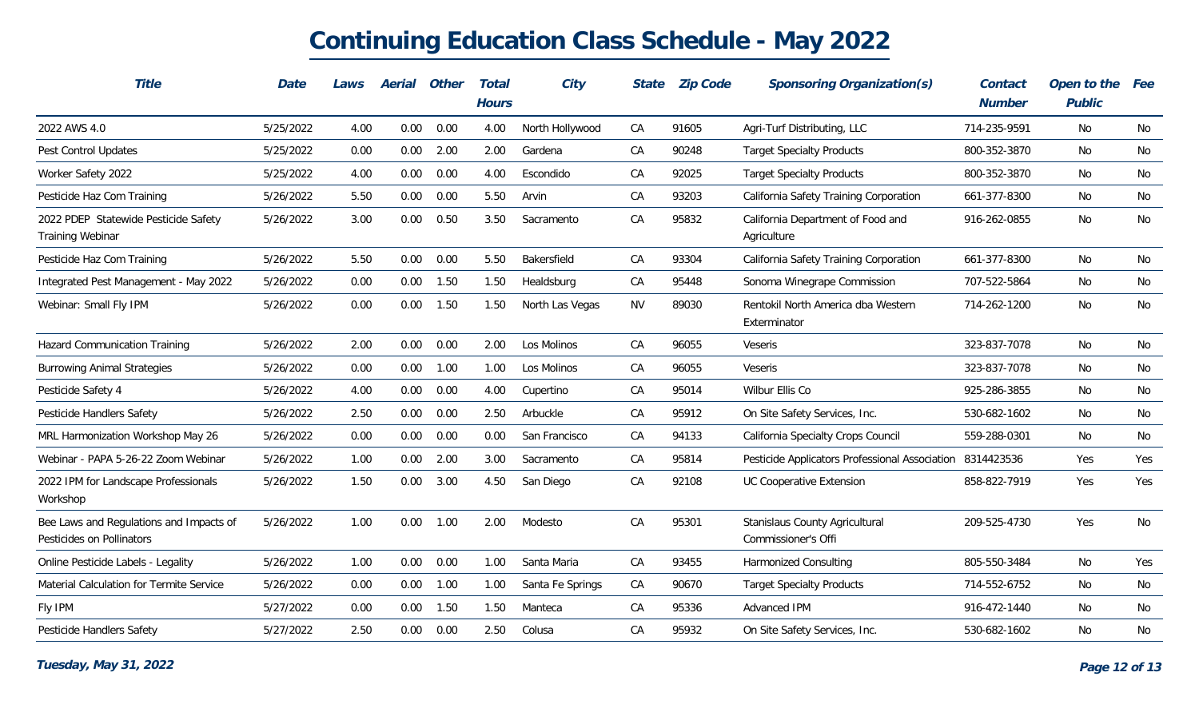# Continuing Education Class Schedule - May 2022

| Title | Date | Laws | Aerial | Other | Total Hours | City | State | Zip Code | Sponsoring Organization(s) | Contact Number | Open to the Public | Fee |
|---|---|---|---|---|---|---|---|---|---|---|---|---|
| 2022 AWS 4.0 | 5/25/2022 | 4.00 | 0.00 | 0.00 | 4.00 | North Hollywood | CA | 91605 | Agri-Turf Distributing, LLC | 714-235-9591 | No | No |
| Pest Control Updates | 5/25/2022 | 0.00 | 0.00 | 2.00 | 2.00 | Gardena | CA | 90248 | Target Specialty Products | 800-352-3870 | No | No |
| Worker Safety 2022 | 5/25/2022 | 4.00 | 0.00 | 0.00 | 4.00 | Escondido | CA | 92025 | Target Specialty Products | 800-352-3870 | No | No |
| Pesticide Haz Com Training | 5/26/2022 | 5.50 | 0.00 | 0.00 | 5.50 | Arvin | CA | 93203 | California Safety Training Corporation | 661-377-8300 | No | No |
| 2022 PDEP Statewide Pesticide Safety Training Webinar | 5/26/2022 | 3.00 | 0.00 | 0.50 | 3.50 | Sacramento | CA | 95832 | California Department of Food and Agriculture | 916-262-0855 | No | No |
| Pesticide Haz Com Training | 5/26/2022 | 5.50 | 0.00 | 0.00 | 5.50 | Bakersfield | CA | 93304 | California Safety Training Corporation | 661-377-8300 | No | No |
| Integrated Pest Management - May 2022 | 5/26/2022 | 0.00 | 0.00 | 1.50 | 1.50 | Healdsburg | CA | 95448 | Sonoma Winegrape Commission | 707-522-5864 | No | No |
| Webinar: Small Fly IPM | 5/26/2022 | 0.00 | 0.00 | 1.50 | 1.50 | North Las Vegas | NV | 89030 | Rentokil North America dba Western Exterminator | 714-262-1200 | No | No |
| Hazard Communication Training | 5/26/2022 | 2.00 | 0.00 | 0.00 | 2.00 | Los Molinos | CA | 96055 | Veseris | 323-837-7078 | No | No |
| Burrowing Animal Strategies | 5/26/2022 | 0.00 | 0.00 | 1.00 | 1.00 | Los Molinos | CA | 96055 | Veseris | 323-837-7078 | No | No |
| Pesticide Safety 4 | 5/26/2022 | 4.00 | 0.00 | 0.00 | 4.00 | Cupertino | CA | 95014 | Wilbur Ellis Co | 925-286-3855 | No | No |
| Pesticide Handlers Safety | 5/26/2022 | 2.50 | 0.00 | 0.00 | 2.50 | Arbuckle | CA | 95912 | On Site Safety Services, Inc. | 530-682-1602 | No | No |
| MRL Harmonization Workshop May 26 | 5/26/2022 | 0.00 | 0.00 | 0.00 | 0.00 | San Francisco | CA | 94133 | California Specialty Crops Council | 559-288-0301 | No | No |
| Webinar - PAPA 5-26-22 Zoom Webinar | 5/26/2022 | 1.00 | 0.00 | 2.00 | 3.00 | Sacramento | CA | 95814 | Pesticide Applicators Professional Association | 8314423536 | Yes | Yes |
| 2022 IPM for Landscape Professionals Workshop | 5/26/2022 | 1.50 | 0.00 | 3.00 | 4.50 | San Diego | CA | 92108 | UC Cooperative Extension | 858-822-7919 | Yes | Yes |
| Bee Laws and Regulations and Impacts of Pesticides on Pollinators | 5/26/2022 | 1.00 | 0.00 | 1.00 | 2.00 | Modesto | CA | 95301 | Stanislaus County Agricultural Commissioner's Offi | 209-525-4730 | Yes | No |
| Online Pesticide Labels - Legality | 5/26/2022 | 1.00 | 0.00 | 0.00 | 1.00 | Santa Maria | CA | 93455 | Harmonized Consulting | 805-550-3484 | No | Yes |
| Material Calculation for Termite Service | 5/26/2022 | 0.00 | 0.00 | 1.00 | 1.00 | Santa Fe Springs | CA | 90670 | Target Specialty Products | 714-552-6752 | No | No |
| Fly IPM | 5/27/2022 | 0.00 | 0.00 | 1.50 | 1.50 | Manteca | CA | 95336 | Advanced IPM | 916-472-1440 | No | No |
| Pesticide Handlers Safety | 5/27/2022 | 2.50 | 0.00 | 0.00 | 2.50 | Colusa | CA | 95932 | On Site Safety Services, Inc. | 530-682-1602 | No | No |

*Tuesday, May 31, 2022*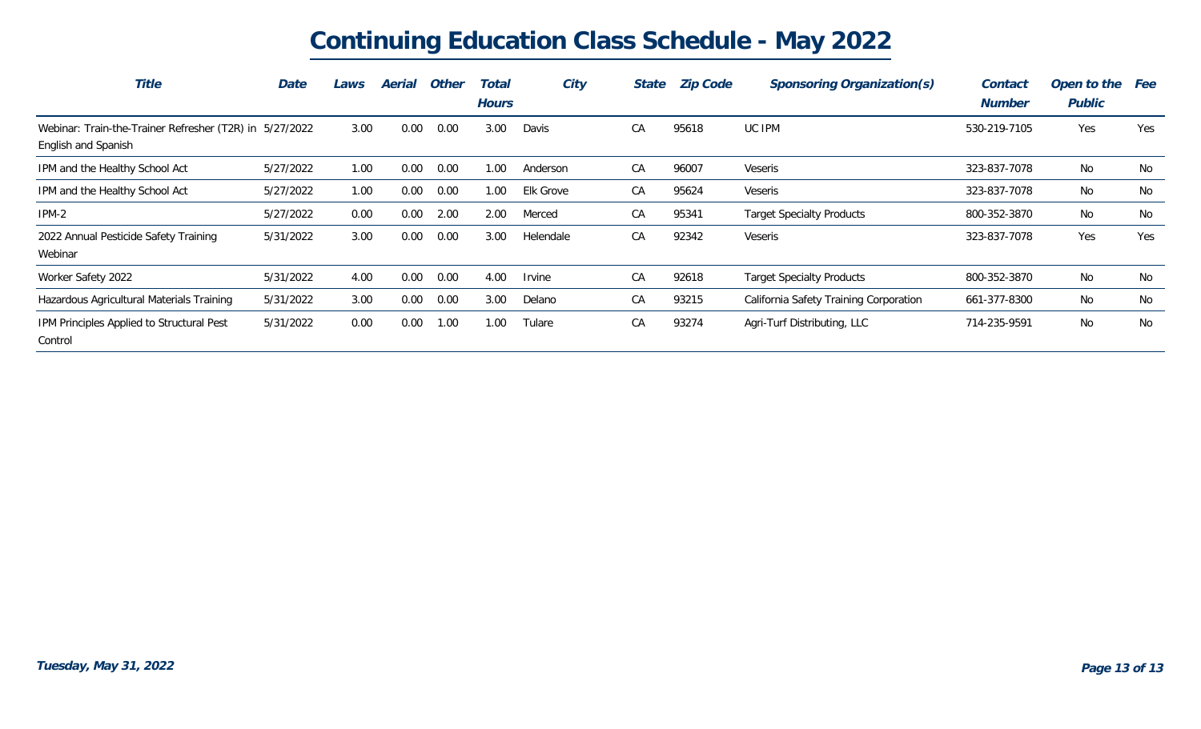# Continuing Education Class Schedule - May 2022

| Title | Date | Laws | Aerial | Other | Total Hours | City | State | Zip Code | Sponsoring Organization(s) | Contact Number | Open to the Public | Fee |
|---|---|---|---|---|---|---|---|---|---|---|---|---|
| Webinar: Train-the-Trainer Refresher (T2R) in English and Spanish | 5/27/2022 | 3.00 | 0.00 | 0.00 | 3.00 | Davis | CA | 95618 | UC IPM | 530-219-7105 | Yes | Yes |
| IPM and the Healthy School Act | 5/27/2022 | 1.00 | 0.00 | 0.00 | 1.00 | Anderson | CA | 96007 | Veseris | 323-837-7078 | No | No |
| IPM and the Healthy School Act | 5/27/2022 | 1.00 | 0.00 | 0.00 | 1.00 | Elk Grove | CA | 95624 | Veseris | 323-837-7078 | No | No |
| IPM-2 | 5/27/2022 | 0.00 | 0.00 | 2.00 | 2.00 | Merced | CA | 95341 | Target Specialty Products | 800-352-3870 | No | No |
| 2022 Annual Pesticide Safety Training Webinar | 5/31/2022 | 3.00 | 0.00 | 0.00 | 3.00 | Helendale | CA | 92342 | Veseris | 323-837-7078 | Yes | Yes |
| Worker Safety 2022 | 5/31/2022 | 4.00 | 0.00 | 0.00 | 4.00 | Irvine | CA | 92618 | Target Specialty Products | 800-352-3870 | No | No |
| Hazardous Agricultural Materials Training | 5/31/2022 | 3.00 | 0.00 | 0.00 | 3.00 | Delano | CA | 93215 | California Safety Training Corporation | 661-377-8300 | No | No |
| IPM Principles Applied to Structural Pest Control | 5/31/2022 | 0.00 | 0.00 | 1.00 | 1.00 | Tulare | CA | 93274 | Agri-Turf Distributing, LLC | 714-235-9591 | No | No |

*Tuesday, May 31, 2022*